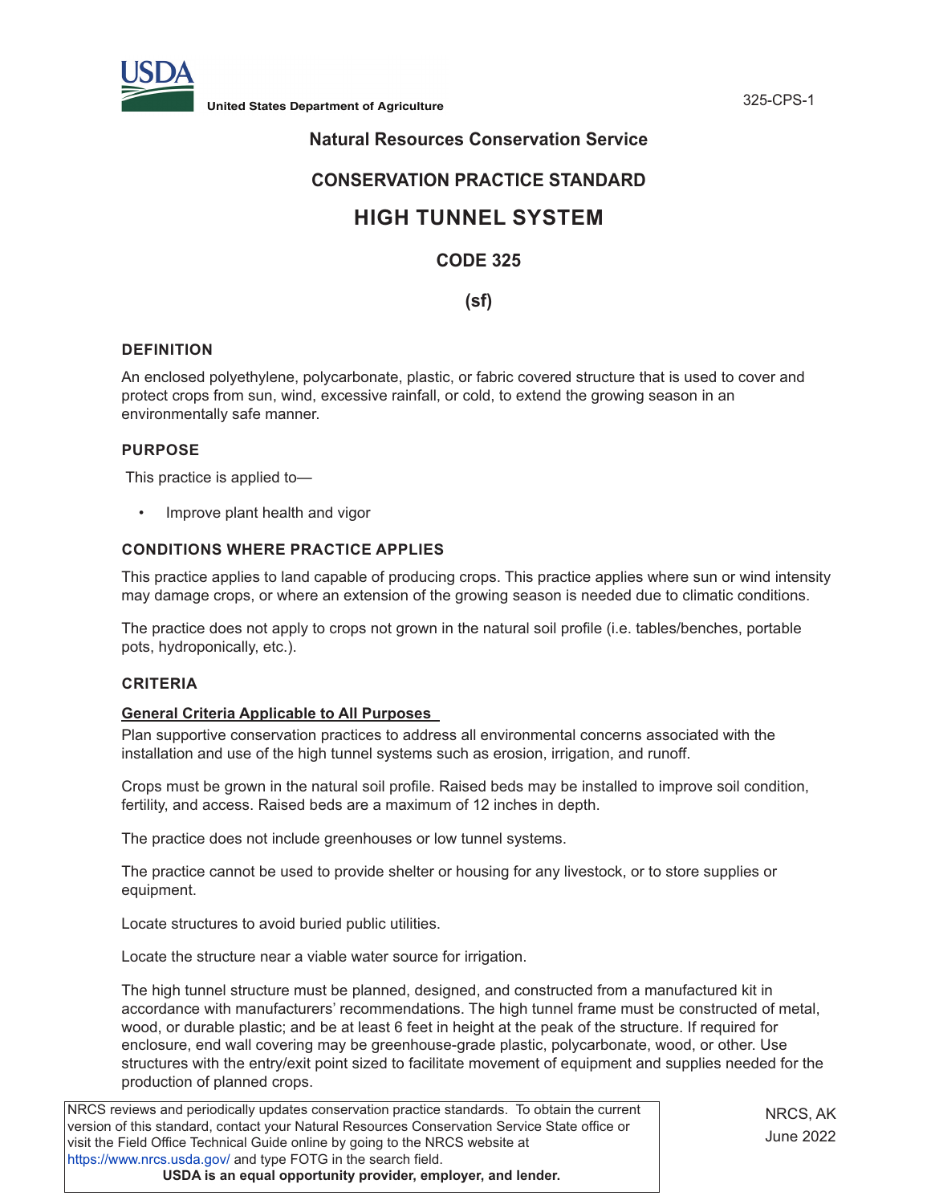United States Department of Agriculture

325-CPS-1

**Natural Resources Conservation Service**

**CONSERVATION PRACTICE STANDARD**

# HIGH TUNNEL SYSTEM

**CODE 325**

**(sf)**

## DEFINITION

An enclosed polyethylene, polycarbonate, plastic, or fabric covered structure that is used to cover and protect crops from sun, wind, excessive rainfall, or cold, to extend the growing season in an environmentally safe manner.

## PURPOSE

This practice is applied to—

- Improve plant health and vigor

## CONDITIONS WHERE PRACTICE APPLIES

This practice applies to land capable of producing crops. This practice applies where sun or wind intensity may damage crops, or where an extension of the growing season is needed due to climatic conditions.

The practice does not apply to crops not grown in the natural soil profile (i.e. tables/benches, portable pots, hydroponically, etc.).

## CRITERIA

### General Criteria Applicable to All Purposes

Plan supportive conservation practices to address all environmental concerns associated with the installation and use of the high tunnel systems such as erosion, irrigation, and runoff.

Crops must be grown in the natural soil profile. Raised beds may be installed to improve soil condition, fertility, and access. Raised beds are a maximum of 12 inches in depth.

The practice does not include greenhouses or low tunnel systems.

The practice cannot be used to provide shelter or housing for any livestock, or to store supplies or equipment.

Locate structures to avoid buried public utilities.

Locate the structure near a viable water source for irrigation.

The high tunnel structure must be planned, designed, and constructed from a manufactured kit in accordance with manufacturers' recommendations. The high tunnel frame must be constructed of metal, wood, or durable plastic; and be at least 6 feet in height at the peak of the structure. If required for enclosure, end wall covering may be greenhouse-grade plastic, polycarbonate, wood, or other. Use structures with the entry/exit point sized to facilitate movement of equipment and supplies needed for the production of planned crops.

NRCS reviews and periodically updates conservation practice standards. To obtain the current version of this standard, contact your Natural Resources Conservation Service State office or visit the Field Office Technical Guide online by going to the NRCS website at https://www.nrcs.usda.gov/ and type FOTG in the search field.

**USDA is an equal opportunity provider, employer, and lender.**

NRCS, AK
June 2022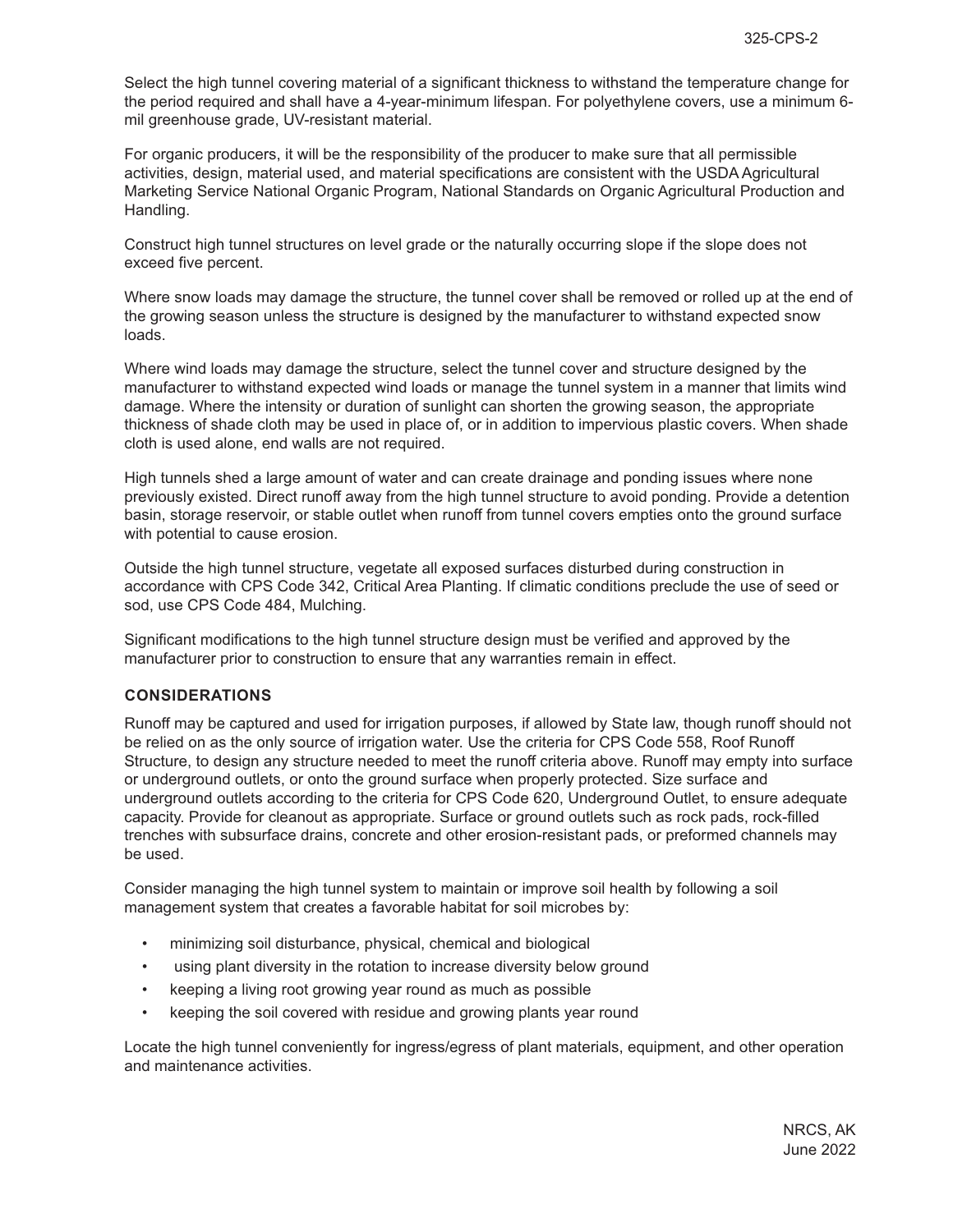Select the high tunnel covering material of a significant thickness to withstand the temperature change for the period required and shall have a 4-year-minimum lifespan. For polyethylene covers, use a minimum 6-mil greenhouse grade, UV-resistant material.

For organic producers, it will be the responsibility of the producer to make sure that all permissible activities, design, material used, and material specifications are consistent with the USDA Agricultural Marketing Service National Organic Program, National Standards on Organic Agricultural Production and Handling.

Construct high tunnel structures on level grade or the naturally occurring slope if the slope does not exceed five percent.

Where snow loads may damage the structure, the tunnel cover shall be removed or rolled up at the end of the growing season unless the structure is designed by the manufacturer to withstand expected snow loads.

Where wind loads may damage the structure, select the tunnel cover and structure designed by the manufacturer to withstand expected wind loads or manage the tunnel system in a manner that limits wind damage. Where the intensity or duration of sunlight can shorten the growing season, the appropriate thickness of shade cloth may be used in place of, or in addition to impervious plastic covers. When shade cloth is used alone, end walls are not required.

High tunnels shed a large amount of water and can create drainage and ponding issues where none previously existed. Direct runoff away from the high tunnel structure to avoid ponding. Provide a detention basin, storage reservoir, or stable outlet when runoff from tunnel covers empties onto the ground surface with potential to cause erosion.

Outside the high tunnel structure, vegetate all exposed surfaces disturbed during construction in accordance with CPS Code 342, Critical Area Planting. If climatic conditions preclude the use of seed or sod, use CPS Code 484, Mulching.

Significant modifications to the high tunnel structure design must be verified and approved by the manufacturer prior to construction to ensure that any warranties remain in effect.

## CONSIDERATIONS

Runoff may be captured and used for irrigation purposes, if allowed by State law, though runoff should not be relied on as the only source of irrigation water. Use the criteria for CPS Code 558, Roof Runoff Structure, to design any structure needed to meet the runoff criteria above. Runoff may empty into surface or underground outlets, or onto the ground surface when properly protected. Size surface and underground outlets according to the criteria for CPS Code 620, Underground Outlet, to ensure adequate capacity. Provide for cleanout as appropriate. Surface or ground outlets such as rock pads, rock-filled trenches with subsurface drains, concrete and other erosion-resistant pads, or preformed channels may be used.

Consider managing the high tunnel system to maintain or improve soil health by following a soil management system that creates a favorable habitat for soil microbes by:

- minimizing soil disturbance, physical, chemical and biological
- using plant diversity in the rotation to increase diversity below ground
- keeping a living root growing year round as much as possible
- keeping the soil covered with residue and growing plants year round

Locate the high tunnel conveniently for ingress/egress of plant materials, equipment, and other operation and maintenance activities.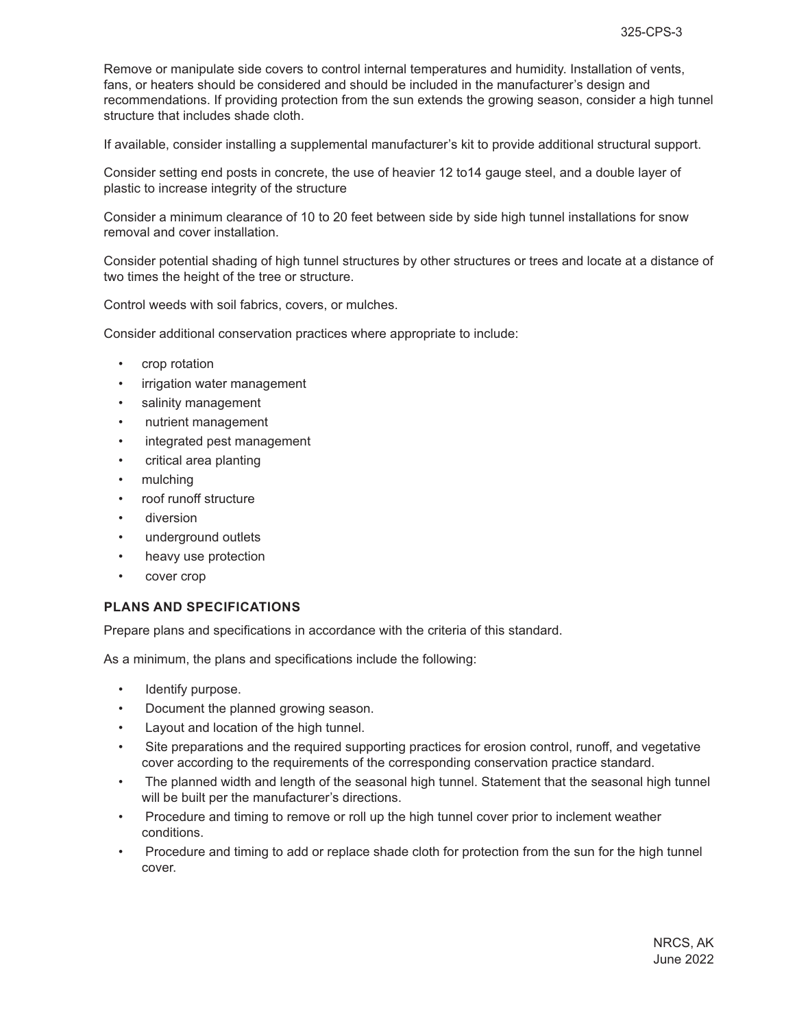Remove or manipulate side covers to control internal temperatures and humidity. Installation of vents, fans, or heaters should be considered and should be included in the manufacturer's design and recommendations. If providing protection from the sun extends the growing season, consider a high tunnel structure that includes shade cloth.

If available, consider installing a supplemental manufacturer's kit to provide additional structural support.

Consider setting end posts in concrete, the use of heavier 12 to14 gauge steel, and a double layer of plastic to increase integrity of the structure

Consider a minimum clearance of 10 to 20 feet between side by side high tunnel installations for snow removal and cover installation.

Consider potential shading of high tunnel structures by other structures or trees and locate at a distance of two times the height of the tree or structure.

Control weeds with soil fabrics, covers, or mulches.

Consider additional conservation practices where appropriate to include:

- crop rotation
- irrigation water management
- salinity management
- nutrient management
- integrated pest management
- critical area planting
- mulching
- roof runoff structure
- diversion
- underground outlets
- heavy use protection
- cover crop

### PLANS AND SPECIFICATIONS

Prepare plans and specifications in accordance with the criteria of this standard.

As a minimum, the plans and specifications include the following:

- Identify purpose.
- Document the planned growing season.
- Layout and location of the high tunnel.
- Site preparations and the required supporting practices for erosion control, runoff, and vegetative cover according to the requirements of the corresponding conservation practice standard.
- The planned width and length of the seasonal high tunnel. Statement that the seasonal high tunnel will be built per the manufacturer's directions.
- Procedure and timing to remove or roll up the high tunnel cover prior to inclement weather conditions.
- Procedure and timing to add or replace shade cloth for protection from the sun for the high tunnel cover.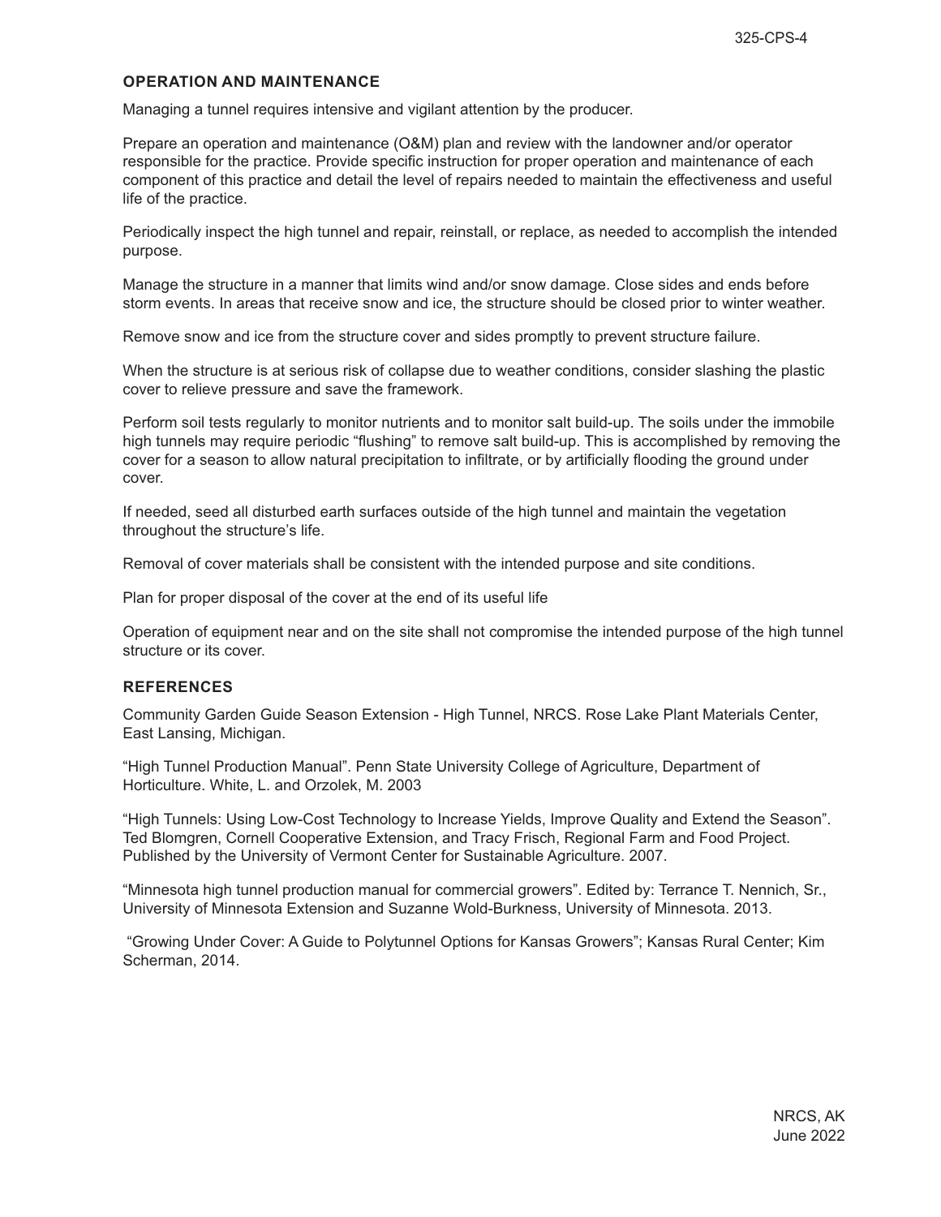## OPERATION AND MAINTENANCE

Managing a tunnel requires intensive and vigilant attention by the producer.

Prepare an operation and maintenance (O&M) plan and review with the landowner and/or operator responsible for the practice. Provide specific instruction for proper operation and maintenance of each component of this practice and detail the level of repairs needed to maintain the effectiveness and useful life of the practice.

Periodically inspect the high tunnel and repair, reinstall, or replace, as needed to accomplish the intended purpose.

Manage the structure in a manner that limits wind and/or snow damage. Close sides and ends before storm events. In areas that receive snow and ice, the structure should be closed prior to winter weather.

Remove snow and ice from the structure cover and sides promptly to prevent structure failure.

When the structure is at serious risk of collapse due to weather conditions, consider slashing the plastic cover to relieve pressure and save the framework.

Perform soil tests regularly to monitor nutrients and to monitor salt build-up. The soils under the immobile high tunnels may require periodic "flushing" to remove salt build-up. This is accomplished by removing the cover for a season to allow natural precipitation to infiltrate, or by artificially flooding the ground under cover.

If needed, seed all disturbed earth surfaces outside of the high tunnel and maintain the vegetation throughout the structure's life.

Removal of cover materials shall be consistent with the intended purpose and site conditions.

Plan for proper disposal of the cover at the end of its useful life

Operation of equipment near and on the site shall not compromise the intended purpose of the high tunnel structure or its cover.

## REFERENCES

Community Garden Guide Season Extension - High Tunnel, NRCS. Rose Lake Plant Materials Center, East Lansing, Michigan.

"High Tunnel Production Manual". Penn State University College of Agriculture, Department of Horticulture. White, L. and Orzolek, M. 2003

"High Tunnels: Using Low-Cost Technology to Increase Yields, Improve Quality and Extend the Season". Ted Blomgren, Cornell Cooperative Extension, and Tracy Frisch, Regional Farm and Food Project. Published by the University of Vermont Center for Sustainable Agriculture. 2007.

"Minnesota high tunnel production manual for commercial growers". Edited by: Terrance T. Nennich, Sr., University of Minnesota Extension and Suzanne Wold-Burkness, University of Minnesota. 2013.

"Growing Under Cover: A Guide to Polytunnel Options for Kansas Growers"; Kansas Rural Center; Kim Scherman, 2014.